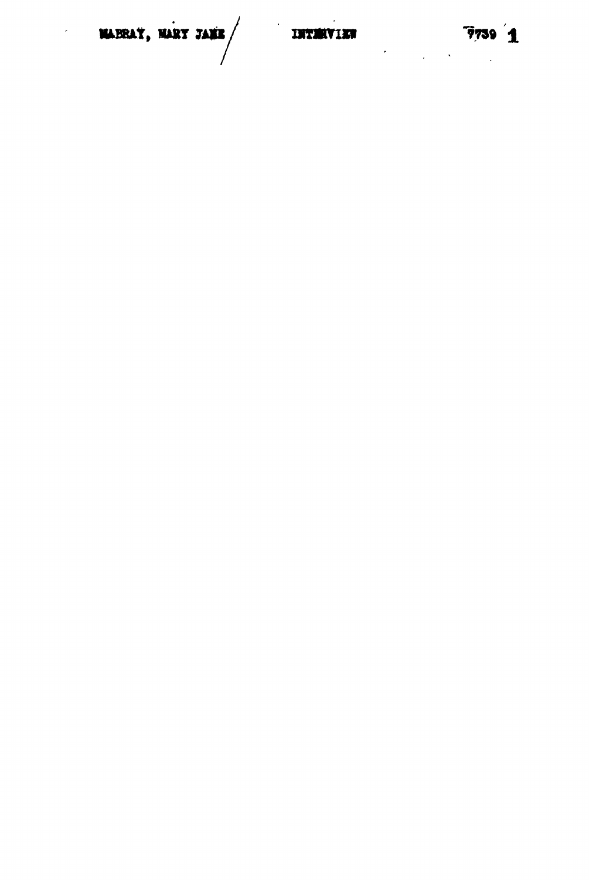MABRAY, MARY JANE INTERVIEW 9739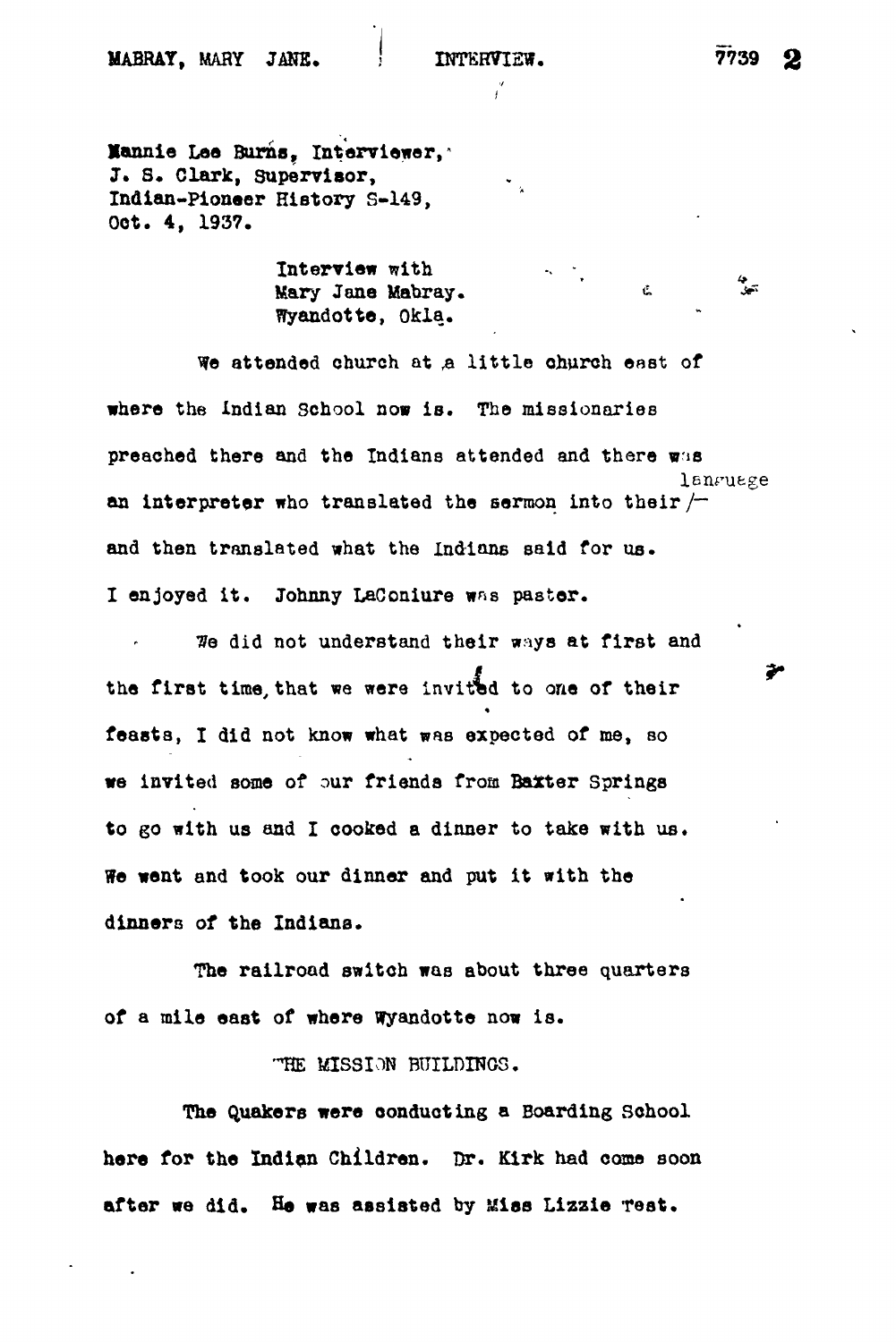Mannie Lee Burns, Interviewer,
J. S. Clark, Supervisor,
Indian-Pioneer History S-149,
Oct. 4, 1937.

Interview with
Mary Jane Mabray.
Wyandotte, Okla.

We attended church at a little church east of where the Indian School now is. The missionaries preached there and the Indians attended and there was an interpreter who translated the sermon into their language and then translated what the Indians said for us. I enjoyed it. Johnny LaConiure was pastor.

We did not understand their ways at first and the first time, that we were invited to one of their feasts, I did not know what was expected of me, so we invited some of our friends from Baxter Springs to go with us and I cooked a dinner to take with us. We went and took our dinner and put it with the dinners of the Indians.

The railroad switch was about three quarters of a mile east of where Wyandotte now is.

THE MISSION BUILDINGS.

The Quakers were conducting a Boarding School here for the Indian Children. Dr. Kirk had come soon after we did. He was assisted by Miss Lizzie Test.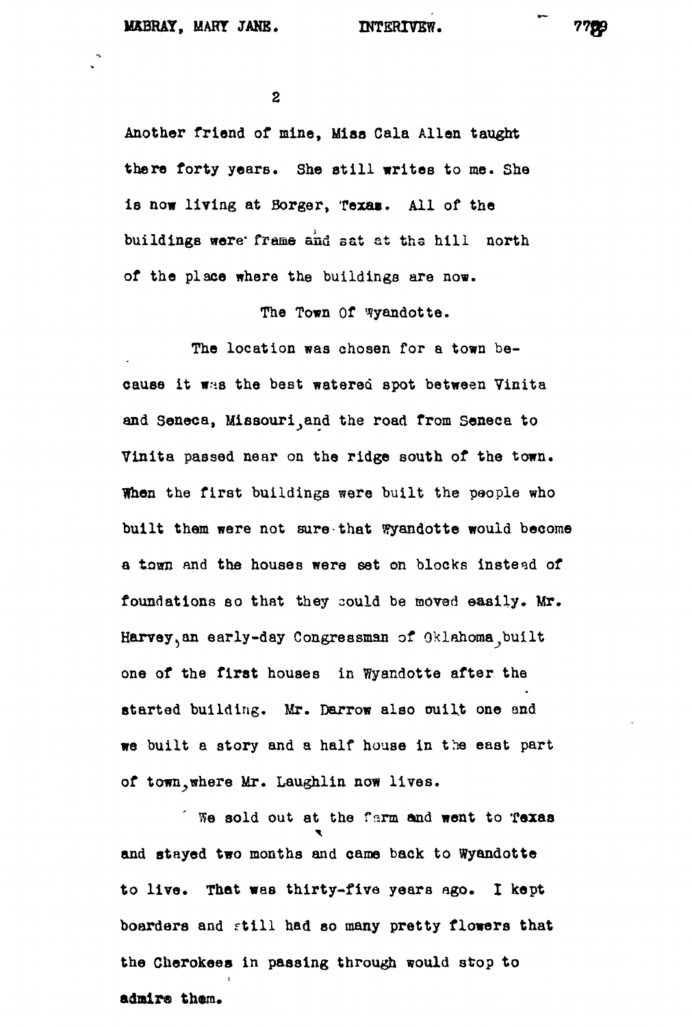Another friend of mine, Miss Cala Allen taught there forty years. She still writes to me. She is now living at Borger, Texas. All of the buildings were frame and sat at the hill north of the place where the buildings are now.

## The Town Of Wyandotte.

The location was chosen for a town because it was the best watered spot between Vinita and Seneca, Missouri, and the road from Seneca to Vinita passed near on the ridge south of the town. When the first buildings were built the people who built them were not sure that Wyandotte would become a town and the houses were set on blocks instead of foundations so that they could be moved easily. Mr. Harvey, an early-day Congressman of Oklahoma, built one of the first houses in Wyandotte after the started building. Mr. Darrow also built one and we built a story and a half house in the east part of town, where Mr. Laughlin now lives.

We sold out at the farm and went to Texas and stayed two months and came back to Wyandotte to live. That was thirty-five years ago. I kept boarders and still had so many pretty flowers that the Cherokees in passing through would stop to admire them.